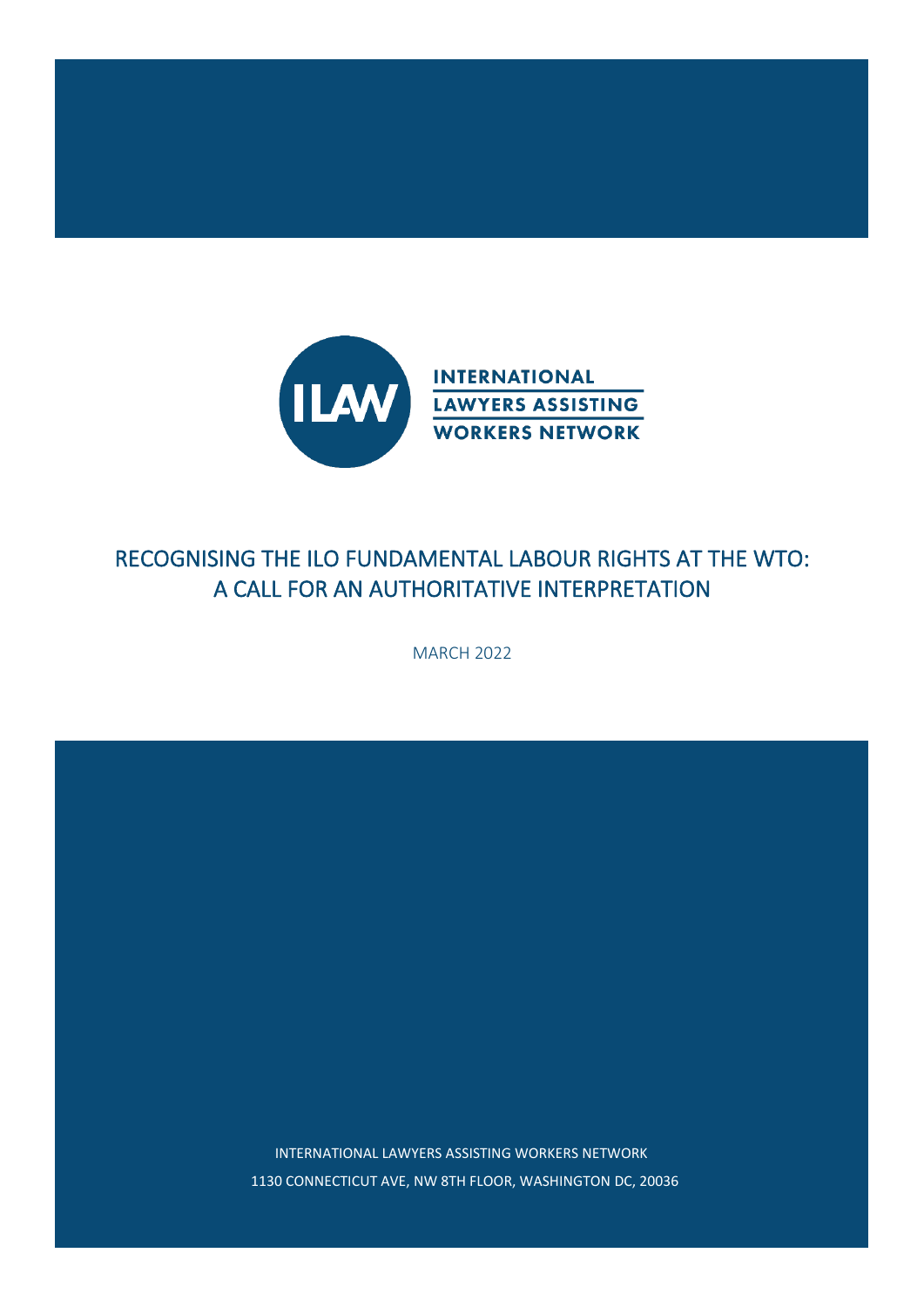ILAW

INTERNATIONAL LAWYERS ASSISTING WORKERS NETWORK

# RECOGNISING THE ILO FUNDAMENTAL LABOUR RIGHTS AT THE WTO: A CALL FOR AN AUTHORITATIVE INTERPRETATION

MARCH 2022

INTERNATIONAL LAWYERS ASSISTING WORKERS NETWORK

1130 CONNECTICUT AVE, NW 8TH FLOOR, WASHINGTON DC, 20036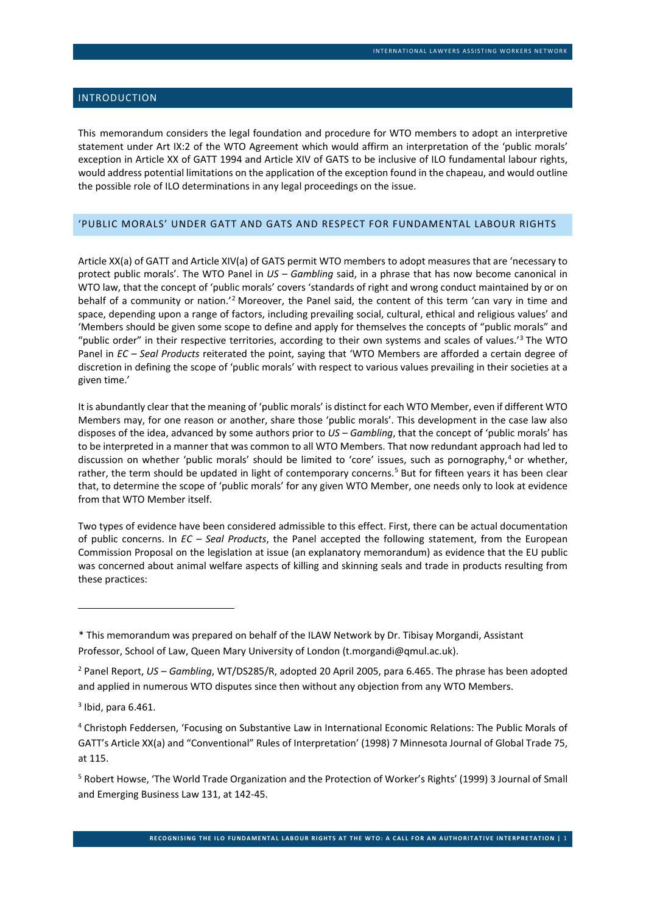## INTRODUCTION

This memorandum considers the legal foundation and procedure for WTO members to adopt an interpretive statement under Art IX:2 of the WTO Agreement which would affirm an interpretation of the 'public morals' exception in Article XX of GATT 1994 and Article XIV of GATS to be inclusive of ILO fundamental labour rights, would address potential limitations on the application of the exception found in the chapeau, and would outline the possible role of ILO determinations in any legal proceedings on the issue.

## 'PUBLIC MORALS' UNDER GATT AND GATS AND RESPECT FOR FUNDAMENTAL LABOUR RIGHTS

Article XX(a) of GATT and Article XIV(a) of GATS permit WTO members to adopt measures that are 'necessary to protect public morals'. The WTO Panel in *US – Gambling* said, in a phrase that has now become canonical in WTO law, that the concept of 'public morals' covers 'standards of right and wrong conduct maintained by or on behalf of a community or nation.'[2] Moreover, the Panel said, the content of this term 'can vary in time and space, depending upon a range of factors, including prevailing social, cultural, ethical and religious values' and 'Members should be given some scope to define and apply for themselves the concepts of "public morals" and "public order" in their respective territories, according to their own systems and scales of values.'[3] The WTO Panel in *EC – Seal Products* reiterated the point, saying that 'WTO Members are afforded a certain degree of discretion in defining the scope of 'public morals' with respect to various values prevailing in their societies at a given time.'

It is abundantly clear that the meaning of 'public morals' is distinct for each WTO Member, even if different WTO Members may, for one reason or another, share those 'public morals'. This development in the case law also disposes of the idea, advanced by some authors prior to *US – Gambling*, that the concept of 'public morals' has to be interpreted in a manner that was common to all WTO Members. That now redundant approach had led to discussion on whether 'public morals' should be limited to 'core' issues, such as pornography,[4] or whether, rather, the term should be updated in light of contemporary concerns.[5] But for fifteen years it has been clear that, to determine the scope of 'public morals' for any given WTO Member, one needs only to look at evidence from that WTO Member itself.

Two types of evidence have been considered admissible to this effect. First, there can be actual documentation of public concerns. In *EC – Seal Products*, the Panel accepted the following statement, from the European Commission Proposal on the legislation at issue (an explanatory memorandum) as evidence that the EU public was concerned about animal welfare aspects of killing and skinning seals and trade in products resulting from these practices:

---

\* This memorandum was prepared on behalf of the ILAW Network by Dr. Tibisay Morgandi, Assistant Professor, School of Law, Queen Mary University of London (t.morgandi@qmul.ac.uk).

[2] Panel Report, *US – Gambling*, WT/DS285/R, adopted 20 April 2005, para 6.465. The phrase has been adopted and applied in numerous WTO disputes since then without any objection from any WTO Members.

[3] Ibid, para 6.461.

[4] Christoph Feddersen, 'Focusing on Substantive Law in International Economic Relations: The Public Morals of GATT's Article XX(a) and "Conventional" Rules of Interpretation' (1998) 7 Minnesota Journal of Global Trade 75, at 115.

[5] Robert Howse, 'The World Trade Organization and the Protection of Worker's Rights' (1999) 3 Journal of Small and Emerging Business Law 131, at 142-45.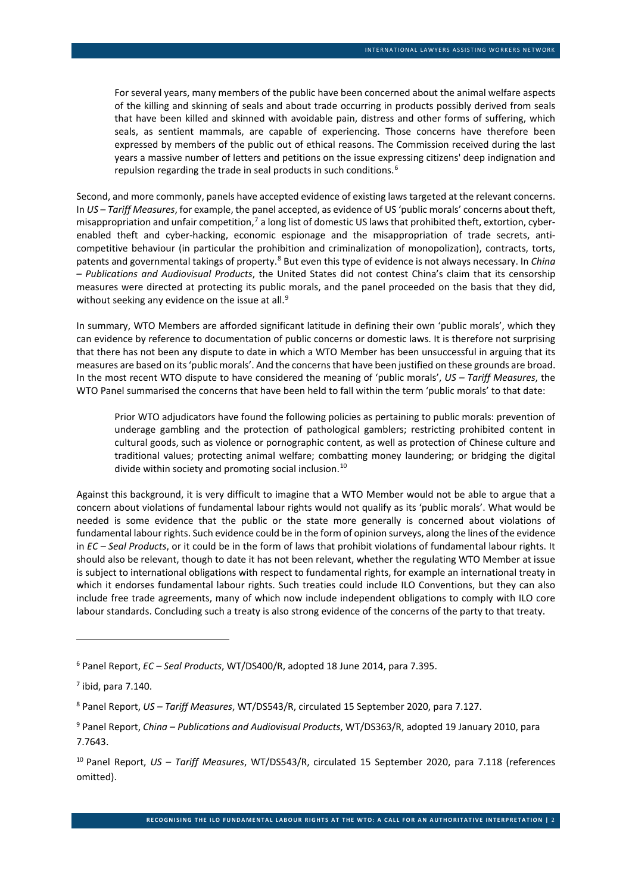> For several years, many members of the public have been concerned about the animal welfare aspects of the killing and skinning of seals and about trade occurring in products possibly derived from seals that have been killed and skinned with avoidable pain, distress and other forms of suffering, which seals, as sentient mammals, are capable of experiencing. Those concerns have therefore been expressed by members of the public out of ethical reasons. The Commission received during the last years a massive number of letters and petitions on the issue expressing citizens' deep indignation and repulsion regarding the trade in seal products in such conditions.[6]

Second, and more commonly, panels have accepted evidence of existing laws targeted at the relevant concerns. In *US – Tariff Measures*, for example, the panel accepted, as evidence of US 'public morals' concerns about theft, misappropriation and unfair competition,[7] a long list of domestic US laws that prohibited theft, extortion, cyber-enabled theft and cyber-hacking, economic espionage and the misappropriation of trade secrets, anti-competitive behaviour (in particular the prohibition and criminalization of monopolization), contracts, torts, patents and governmental takings of property.[8] But even this type of evidence is not always necessary. In *China – Publications and Audiovisual Products*, the United States did not contest China's claim that its censorship measures were directed at protecting its public morals, and the panel proceeded on the basis that they did, without seeking any evidence on the issue at all.[9]

In summary, WTO Members are afforded significant latitude in defining their own 'public morals', which they can evidence by reference to documentation of public concerns or domestic laws. It is therefore not surprising that there has not been any dispute to date in which a WTO Member has been unsuccessful in arguing that its measures are based on its 'public morals'. And the concerns that have been justified on these grounds are broad. In the most recent WTO dispute to have considered the meaning of 'public morals', *US – Tariff Measures*, the WTO Panel summarised the concerns that have been held to fall within the term 'public morals' to that date:

> Prior WTO adjudicators have found the following policies as pertaining to public morals: prevention of underage gambling and the protection of pathological gamblers; restricting prohibited content in cultural goods, such as violence or pornographic content, as well as protection of Chinese culture and traditional values; protecting animal welfare; combatting money laundering; or bridging the digital divide within society and promoting social inclusion.[10]

Against this background, it is very difficult to imagine that a WTO Member would not be able to argue that a concern about violations of fundamental labour rights would not qualify as its 'public morals'. What would be needed is some evidence that the public or the state more generally is concerned about violations of fundamental labour rights. Such evidence could be in the form of opinion surveys, along the lines of the evidence in *EC – Seal Products*, or it could be in the form of laws that prohibit violations of fundamental labour rights. It should also be relevant, though to date it has not been relevant, whether the regulating WTO Member at issue is subject to international obligations with respect to fundamental rights, for example an international treaty in which it endorses fundamental labour rights. Such treaties could include ILO Conventions, but they can also include free trade agreements, many of which now include independent obligations to comply with ILO core labour standards. Concluding such a treaty is also strong evidence of the concerns of the party to that treaty.

---

[6] Panel Report, *EC – Seal Products*, WT/DS400/R, adopted 18 June 2014, para 7.395.

[7] ibid, para 7.140.

[8] Panel Report, *US – Tariff Measures*, WT/DS543/R, circulated 15 September 2020, para 7.127.

[9] Panel Report, *China – Publications and Audiovisual Products*, WT/DS363/R, adopted 19 January 2010, para 7.7643.

[10] Panel Report, *US – Tariff Measures*, WT/DS543/R, circulated 15 September 2020, para 7.118 (references omitted).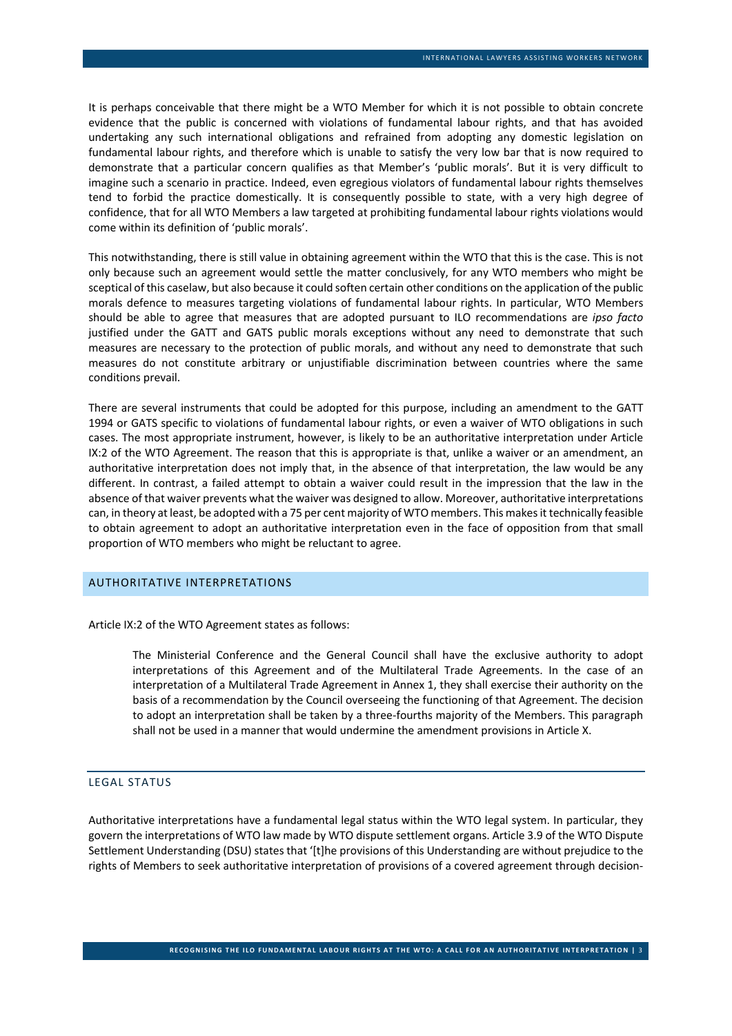It is perhaps conceivable that there might be a WTO Member for which it is not possible to obtain concrete evidence that the public is concerned with violations of fundamental labour rights, and that has avoided undertaking any such international obligations and refrained from adopting any domestic legislation on fundamental labour rights, and therefore which is unable to satisfy the very low bar that is now required to demonstrate that a particular concern qualifies as that Member's 'public morals'. But it is very difficult to imagine such a scenario in practice. Indeed, even egregious violators of fundamental labour rights themselves tend to forbid the practice domestically. It is consequently possible to state, with a very high degree of confidence, that for all WTO Members a law targeted at prohibiting fundamental labour rights violations would come within its definition of 'public morals'.

This notwithstanding, there is still value in obtaining agreement within the WTO that this is the case. This is not only because such an agreement would settle the matter conclusively, for any WTO members who might be sceptical of this caselaw, but also because it could soften certain other conditions on the application of the public morals defence to measures targeting violations of fundamental labour rights. In particular, WTO Members should be able to agree that measures that are adopted pursuant to ILO recommendations are *ipso facto* justified under the GATT and GATS public morals exceptions without any need to demonstrate that such measures are necessary to the protection of public morals, and without any need to demonstrate that such measures do not constitute arbitrary or unjustifiable discrimination between countries where the same conditions prevail.

There are several instruments that could be adopted for this purpose, including an amendment to the GATT 1994 or GATS specific to violations of fundamental labour rights, or even a waiver of WTO obligations in such cases. The most appropriate instrument, however, is likely to be an authoritative interpretation under Article IX:2 of the WTO Agreement. The reason that this is appropriate is that, unlike a waiver or an amendment, an authoritative interpretation does not imply that, in the absence of that interpretation, the law would be any different. In contrast, a failed attempt to obtain a waiver could result in the impression that the law in the absence of that waiver prevents what the waiver was designed to allow. Moreover, authoritative interpretations can, in theory at least, be adopted with a 75 per cent majority of WTO members. This makes it technically feasible to obtain agreement to adopt an authoritative interpretation even in the face of opposition from that small proportion of WTO members who might be reluctant to agree.

## AUTHORITATIVE INTERPRETATIONS

Article IX:2 of the WTO Agreement states as follows:

> The Ministerial Conference and the General Council shall have the exclusive authority to adopt interpretations of this Agreement and of the Multilateral Trade Agreements. In the case of an interpretation of a Multilateral Trade Agreement in Annex 1, they shall exercise their authority on the basis of a recommendation by the Council overseeing the functioning of that Agreement. The decision to adopt an interpretation shall be taken by a three-fourths majority of the Members. This paragraph shall not be used in a manner that would undermine the amendment provisions in Article X.

### LEGAL STATUS

Authoritative interpretations have a fundamental legal status within the WTO legal system. In particular, they govern the interpretations of WTO law made by WTO dispute settlement organs. Article 3.9 of the WTO Dispute Settlement Understanding (DSU) states that '[t]he provisions of this Understanding are without prejudice to the rights of Members to seek authoritative interpretation of provisions of a covered agreement through decision-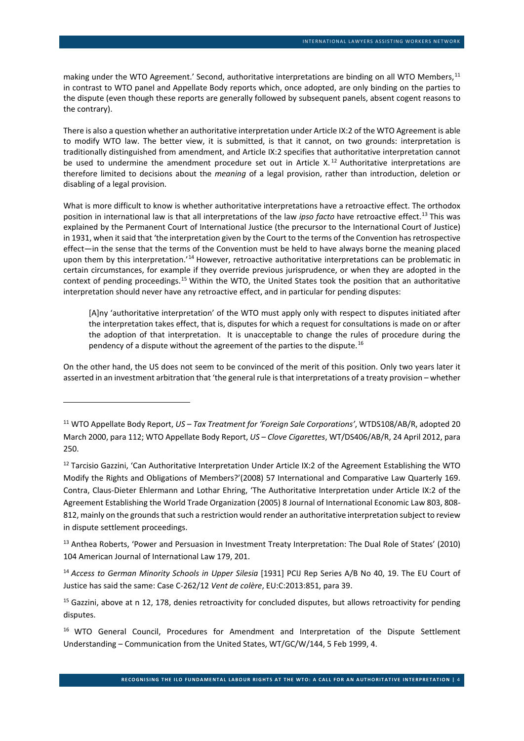making under the WTO Agreement.' Second, authoritative interpretations are binding on all WTO Members,[11] in contrast to WTO panel and Appellate Body reports which, once adopted, are only binding on the parties to the dispute (even though these reports are generally followed by subsequent panels, absent cogent reasons to the contrary).

There is also a question whether an authoritative interpretation under Article IX:2 of the WTO Agreement is able to modify WTO law. The better view, it is submitted, is that it cannot, on two grounds: interpretation is traditionally distinguished from amendment, and Article IX:2 specifies that authoritative interpretation cannot be used to undermine the amendment procedure set out in Article X.[12] Authoritative interpretations are therefore limited to decisions about the *meaning* of a legal provision, rather than introduction, deletion or disabling of a legal provision.

What is more difficult to know is whether authoritative interpretations have a retroactive effect. The orthodox position in international law is that all interpretations of the law *ipso facto* have retroactive effect.[13] This was explained by the Permanent Court of International Justice (the precursor to the International Court of Justice) in 1931, when it said that 'the interpretation given by the Court to the terms of the Convention has retrospective effect—in the sense that the terms of the Convention must be held to have always borne the meaning placed upon them by this interpretation.'[14] However, retroactive authoritative interpretations can be problematic in certain circumstances, for example if they override previous jurisprudence, or when they are adopted in the context of pending proceedings.[15] Within the WTO, the United States took the position that an authoritative interpretation should never have any retroactive effect, and in particular for pending disputes:

> [A]ny 'authoritative interpretation' of the WTO must apply only with respect to disputes initiated after the interpretation takes effect, that is, disputes for which a request for consultations is made on or after the adoption of that interpretation. It is unacceptable to change the rules of procedure during the pendency of a dispute without the agreement of the parties to the dispute.[16]

On the other hand, the US does not seem to be convinced of the merit of this position. Only two years later it asserted in an investment arbitration that 'the general rule is that interpretations of a treaty provision – whether

---

[11] WTO Appellate Body Report, *US – Tax Treatment for 'Foreign Sale Corporations'*, WTDS108/AB/R, adopted 20 March 2000, para 112; WTO Appellate Body Report, *US – Clove Cigarettes*, WT/DS406/AB/R, 24 April 2012, para 250.

[12] Tarcisio Gazzini, 'Can Authoritative Interpretation Under Article IX:2 of the Agreement Establishing the WTO Modify the Rights and Obligations of Members?'(2008) 57 International and Comparative Law Quarterly 169. Contra, Claus-Dieter Ehlermann and Lothar Ehring, 'The Authoritative Interpretation under Article IX:2 of the Agreement Establishing the World Trade Organization (2005) 8 Journal of International Economic Law 803, 808-812, mainly on the grounds that such a restriction would render an authoritative interpretation subject to review in dispute settlement proceedings.

[13] Anthea Roberts, 'Power and Persuasion in Investment Treaty Interpretation: The Dual Role of States' (2010) 104 American Journal of International Law 179, 201.

[14] *Access to German Minority Schools in Upper Silesia* [1931] PCIJ Rep Series A/B No 40, 19. The EU Court of Justice has said the same: Case C-262/12 *Vent de colère*, EU:C:2013:851, para 39.

[15] Gazzini, above at n 12, 178, denies retroactivity for concluded disputes, but allows retroactivity for pending disputes.

[16] WTO General Council, Procedures for Amendment and Interpretation of the Dispute Settlement Understanding – Communication from the United States, WT/GC/W/144, 5 Feb 1999, 4.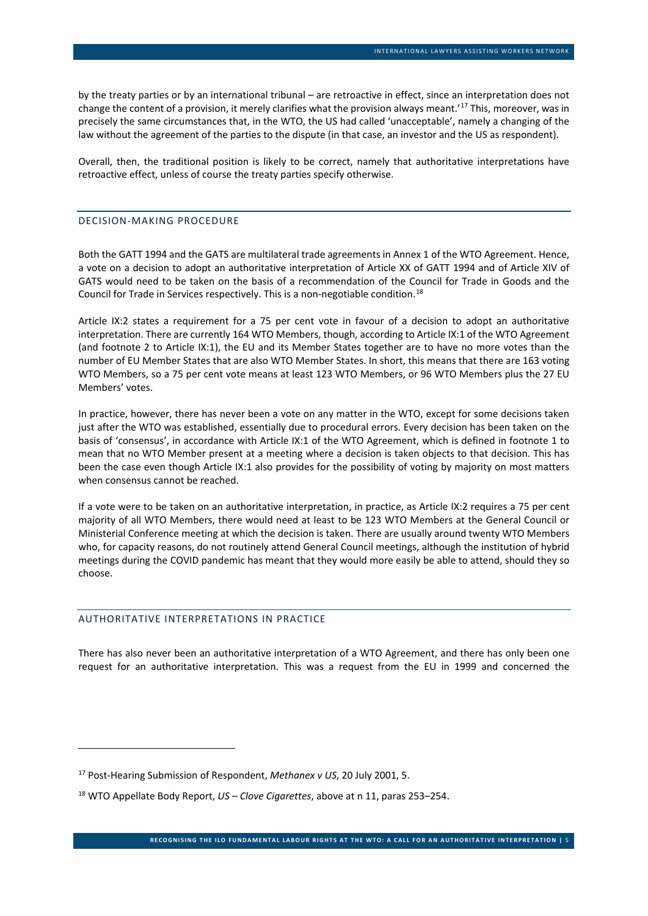by the treaty parties or by an international tribunal – are retroactive in effect, since an interpretation does not change the content of a provision, it merely clarifies what the provision always meant.'[17] This, moreover, was in precisely the same circumstances that, in the WTO, the US had called 'unacceptable', namely a changing of the law without the agreement of the parties to the dispute (in that case, an investor and the US as respondent).

Overall, then, the traditional position is likely to be correct, namely that authoritative interpretations have retroactive effect, unless of course the treaty parties specify otherwise.

## DECISION-MAKING PROCEDURE

Both the GATT 1994 and the GATS are multilateral trade agreements in Annex 1 of the WTO Agreement. Hence, a vote on a decision to adopt an authoritative interpretation of Article XX of GATT 1994 and of Article XIV of GATS would need to be taken on the basis of a recommendation of the Council for Trade in Goods and the Council for Trade in Services respectively. This is a non-negotiable condition.[18]

Article IX:2 states a requirement for a 75 per cent vote in favour of a decision to adopt an authoritative interpretation. There are currently 164 WTO Members, though, according to Article IX:1 of the WTO Agreement (and footnote 2 to Article IX:1), the EU and its Member States together are to have no more votes than the number of EU Member States that are also WTO Member States. In short, this means that there are 163 voting WTO Members, so a 75 per cent vote means at least 123 WTO Members, or 96 WTO Members plus the 27 EU Members' votes.

In practice, however, there has never been a vote on any matter in the WTO, except for some decisions taken just after the WTO was established, essentially due to procedural errors. Every decision has been taken on the basis of 'consensus', in accordance with Article IX:1 of the WTO Agreement, which is defined in footnote 1 to mean that no WTO Member present at a meeting where a decision is taken objects to that decision. This has been the case even though Article IX:1 also provides for the possibility of voting by majority on most matters when consensus cannot be reached.

If a vote were to be taken on an authoritative interpretation, in practice, as Article IX:2 requires a 75 per cent majority of all WTO Members, there would need at least to be 123 WTO Members at the General Council or Ministerial Conference meeting at which the decision is taken. There are usually around twenty WTO Members who, for capacity reasons, do not routinely attend General Council meetings, although the institution of hybrid meetings during the COVID pandemic has meant that they would more easily be able to attend, should they so choose.

## AUTHORITATIVE INTERPRETATIONS IN PRACTICE

There has also never been an authoritative interpretation of a WTO Agreement, and there has only been one request for an authoritative interpretation. This was a request from the EU in 1999 and concerned the

---

[17] Post-Hearing Submission of Respondent, *Methanex v US*, 20 July 2001, 5.

[18] WTO Appellate Body Report, *US – Clove Cigarettes*, above at n 11, paras 253–254.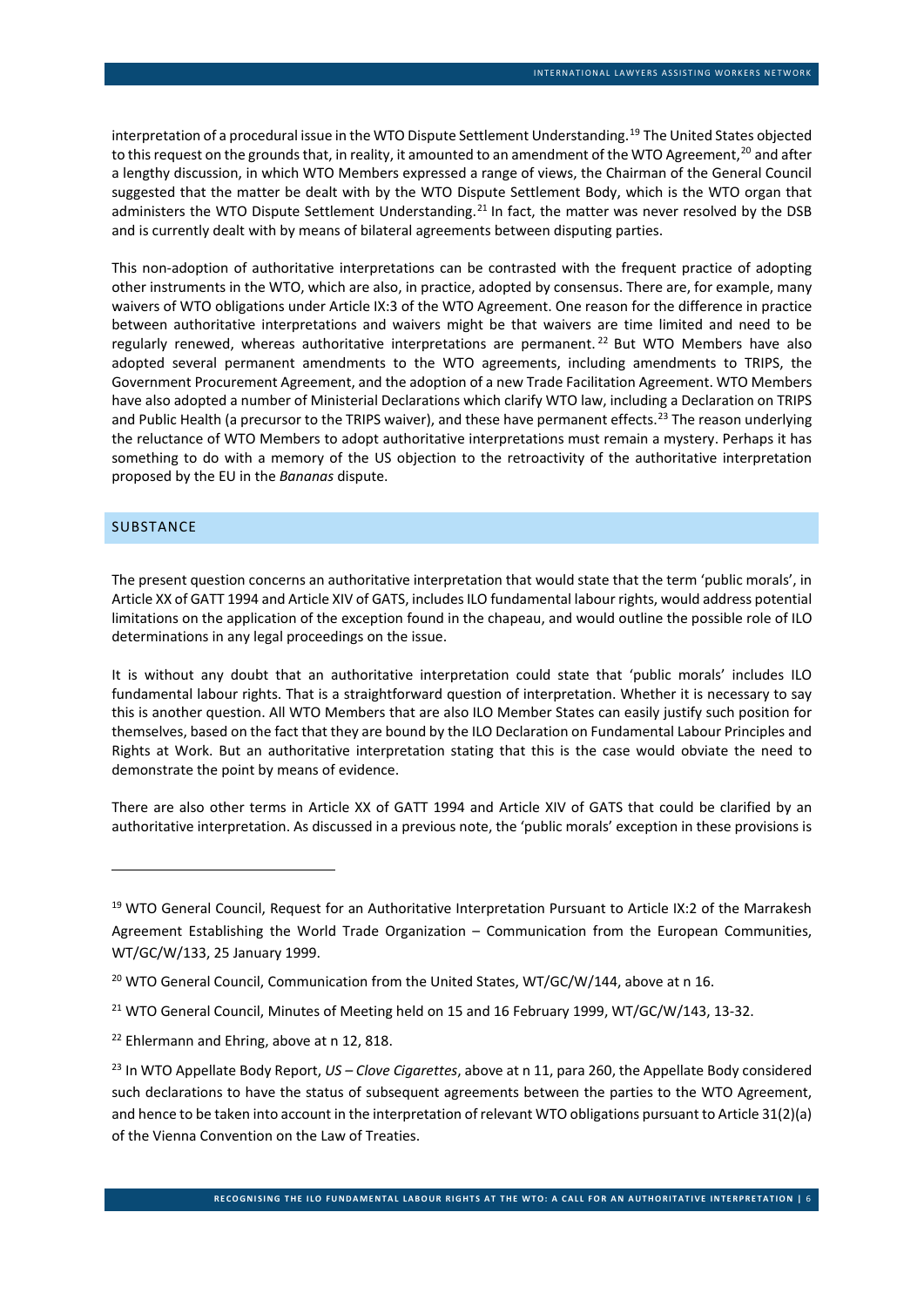interpretation of a procedural issue in the WTO Dispute Settlement Understanding.[19] The United States objected to this request on the grounds that, in reality, it amounted to an amendment of the WTO Agreement,[20] and after a lengthy discussion, in which WTO Members expressed a range of views, the Chairman of the General Council suggested that the matter be dealt with by the WTO Dispute Settlement Body, which is the WTO organ that administers the WTO Dispute Settlement Understanding.[21] In fact, the matter was never resolved by the DSB and is currently dealt with by means of bilateral agreements between disputing parties.

This non-adoption of authoritative interpretations can be contrasted with the frequent practice of adopting other instruments in the WTO, which are also, in practice, adopted by consensus. There are, for example, many waivers of WTO obligations under Article IX:3 of the WTO Agreement. One reason for the difference in practice between authoritative interpretations and waivers might be that waivers are time limited and need to be regularly renewed, whereas authoritative interpretations are permanent.[22] But WTO Members have also adopted several permanent amendments to the WTO agreements, including amendments to TRIPS, the Government Procurement Agreement, and the adoption of a new Trade Facilitation Agreement. WTO Members have also adopted a number of Ministerial Declarations which clarify WTO law, including a Declaration on TRIPS and Public Health (a precursor to the TRIPS waiver), and these have permanent effects.[23] The reason underlying the reluctance of WTO Members to adopt authoritative interpretations must remain a mystery. Perhaps it has something to do with a memory of the US objection to the retroactivity of the authoritative interpretation proposed by the EU in the *Bananas* dispute.

## SUBSTANCE

The present question concerns an authoritative interpretation that would state that the term 'public morals', in Article XX of GATT 1994 and Article XIV of GATS, includes ILO fundamental labour rights, would address potential limitations on the application of the exception found in the chapeau, and would outline the possible role of ILO determinations in any legal proceedings on the issue.

It is without any doubt that an authoritative interpretation could state that 'public morals' includes ILO fundamental labour rights. That is a straightforward question of interpretation. Whether it is necessary to say this is another question. All WTO Members that are also ILO Member States can easily justify such position for themselves, based on the fact that they are bound by the ILO Declaration on Fundamental Labour Principles and Rights at Work. But an authoritative interpretation stating that this is the case would obviate the need to demonstrate the point by means of evidence.

There are also other terms in Article XX of GATT 1994 and Article XIV of GATS that could be clarified by an authoritative interpretation. As discussed in a previous note, the 'public morals' exception in these provisions is

---

[19] WTO General Council, Request for an Authoritative Interpretation Pursuant to Article IX:2 of the Marrakesh Agreement Establishing the World Trade Organization – Communication from the European Communities, WT/GC/W/133, 25 January 1999.

[20] WTO General Council, Communication from the United States, WT/GC/W/144, above at n 16.

[21] WTO General Council, Minutes of Meeting held on 15 and 16 February 1999, WT/GC/W/143, 13-32.

[22] Ehlermann and Ehring, above at n 12, 818.

[23] In WTO Appellate Body Report, *US – Clove Cigarettes*, above at n 11, para 260, the Appellate Body considered such declarations to have the status of subsequent agreements between the parties to the WTO Agreement, and hence to be taken into account in the interpretation of relevant WTO obligations pursuant to Article 31(2)(a) of the Vienna Convention on the Law of Treaties.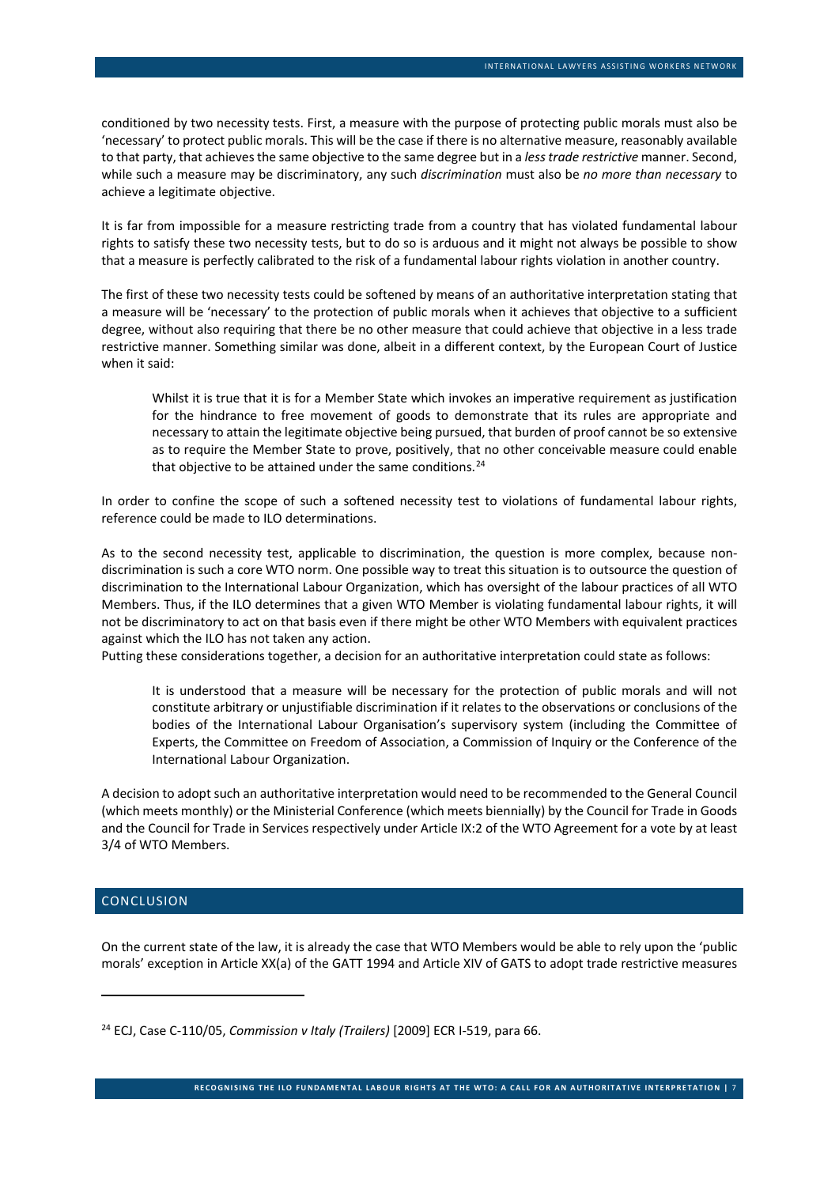conditioned by two necessity tests. First, a measure with the purpose of protecting public morals must also be 'necessary' to protect public morals. This will be the case if there is no alternative measure, reasonably available to that party, that achieves the same objective to the same degree but in a *less trade restrictive* manner. Second, while such a measure may be discriminatory, any such *discrimination* must also be *no more than necessary* to achieve a legitimate objective.

It is far from impossible for a measure restricting trade from a country that has violated fundamental labour rights to satisfy these two necessity tests, but to do so is arduous and it might not always be possible to show that a measure is perfectly calibrated to the risk of a fundamental labour rights violation in another country.

The first of these two necessity tests could be softened by means of an authoritative interpretation stating that a measure will be 'necessary' to the protection of public morals when it achieves that objective to a sufficient degree, without also requiring that there be no other measure that could achieve that objective in a less trade restrictive manner. Something similar was done, albeit in a different context, by the European Court of Justice when it said:

> Whilst it is true that it is for a Member State which invokes an imperative requirement as justification for the hindrance to free movement of goods to demonstrate that its rules are appropriate and necessary to attain the legitimate objective being pursued, that burden of proof cannot be so extensive as to require the Member State to prove, positively, that no other conceivable measure could enable that objective to be attained under the same conditions.[24]

In order to confine the scope of such a softened necessity test to violations of fundamental labour rights, reference could be made to ILO determinations.

As to the second necessity test, applicable to discrimination, the question is more complex, because non-discrimination is such a core WTO norm. One possible way to treat this situation is to outsource the question of discrimination to the International Labour Organization, which has oversight of the labour practices of all WTO Members. Thus, if the ILO determines that a given WTO Member is violating fundamental labour rights, it will not be discriminatory to act on that basis even if there might be other WTO Members with equivalent practices against which the ILO has not taken any action.

Putting these considerations together, a decision for an authoritative interpretation could state as follows:

> It is understood that a measure will be necessary for the protection of public morals and will not constitute arbitrary or unjustifiable discrimination if it relates to the observations or conclusions of the bodies of the International Labour Organisation's supervisory system (including the Committee of Experts, the Committee on Freedom of Association, a Commission of Inquiry or the Conference of the International Labour Organization.

A decision to adopt such an authoritative interpretation would need to be recommended to the General Council (which meets monthly) or the Ministerial Conference (which meets biennially) by the Council for Trade in Goods and the Council for Trade in Services respectively under Article IX:2 of the WTO Agreement for a vote by at least 3/4 of WTO Members.

## CONCLUSION

On the current state of the law, it is already the case that WTO Members would be able to rely upon the 'public morals' exception in Article XX(a) of the GATT 1994 and Article XIV of GATS to adopt trade restrictive measures

---

[24] ECJ, Case C-110/05, *Commission v Italy (Trailers)* [2009] ECR I-519, para 66.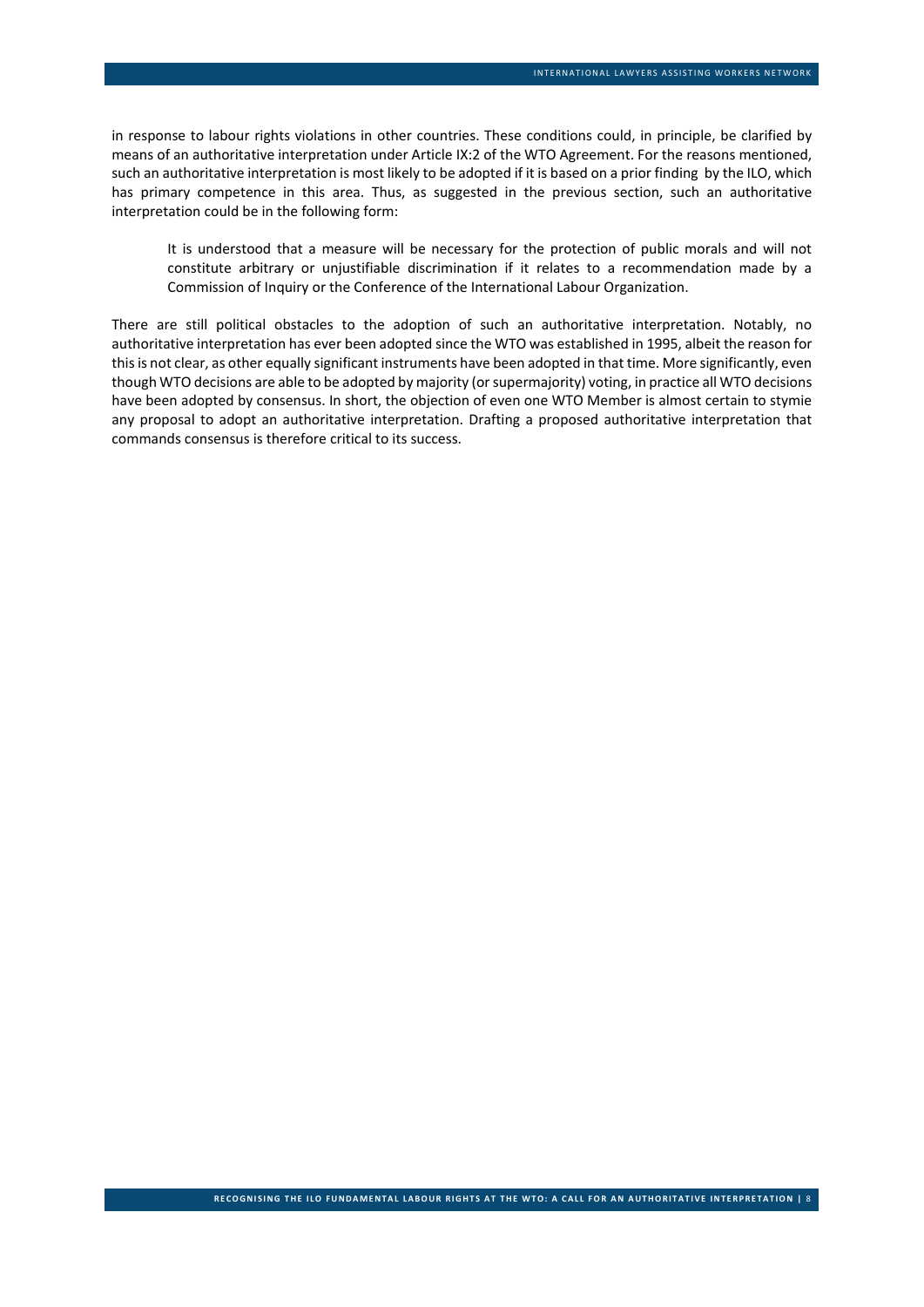in response to labour rights violations in other countries. These conditions could, in principle, be clarified by means of an authoritative interpretation under Article IX:2 of the WTO Agreement. For the reasons mentioned, such an authoritative interpretation is most likely to be adopted if it is based on a prior finding by the ILO, which has primary competence in this area. Thus, as suggested in the previous section, such an authoritative interpretation could be in the following form:

> It is understood that a measure will be necessary for the protection of public morals and will not constitute arbitrary or unjustifiable discrimination if it relates to a recommendation made by a Commission of Inquiry or the Conference of the International Labour Organization.

There are still political obstacles to the adoption of such an authoritative interpretation. Notably, no authoritative interpretation has ever been adopted since the WTO was established in 1995, albeit the reason for this is not clear, as other equally significant instruments have been adopted in that time. More significantly, even though WTO decisions are able to be adopted by majority (or supermajority) voting, in practice all WTO decisions have been adopted by consensus. In short, the objection of even one WTO Member is almost certain to stymie any proposal to adopt an authoritative interpretation. Drafting a proposed authoritative interpretation that commands consensus is therefore critical to its success.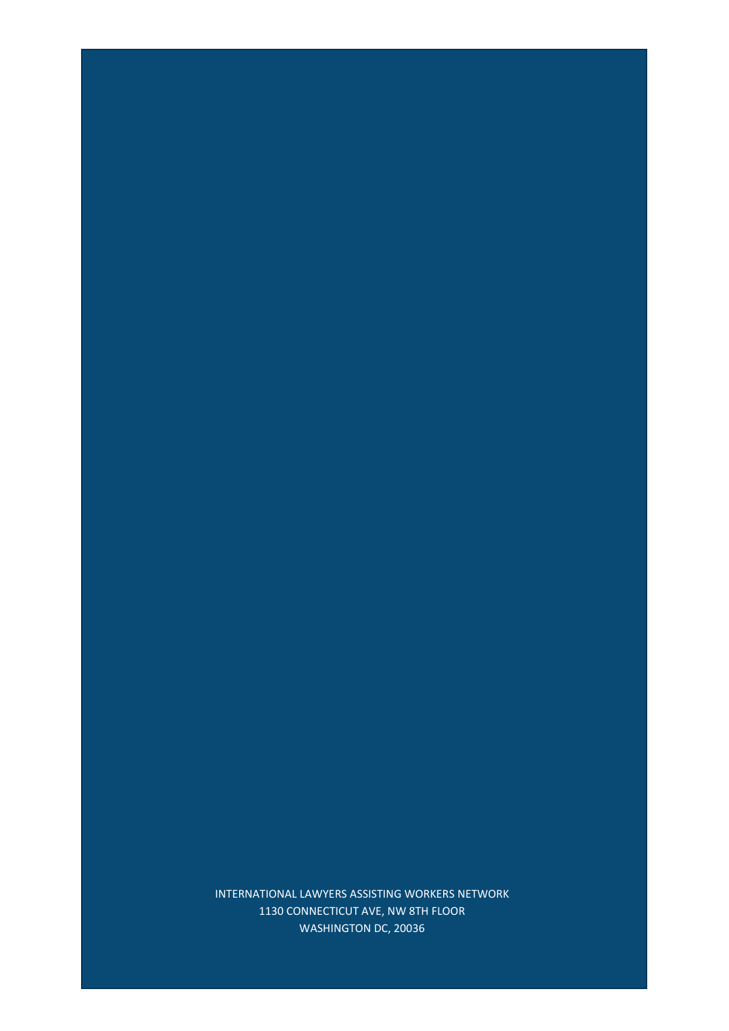INTERNATIONAL LAWYERS ASSISTING WORKERS NETWORK
1130 CONNECTICUT AVE, NW 8TH FLOOR
WASHINGTON DC, 20036